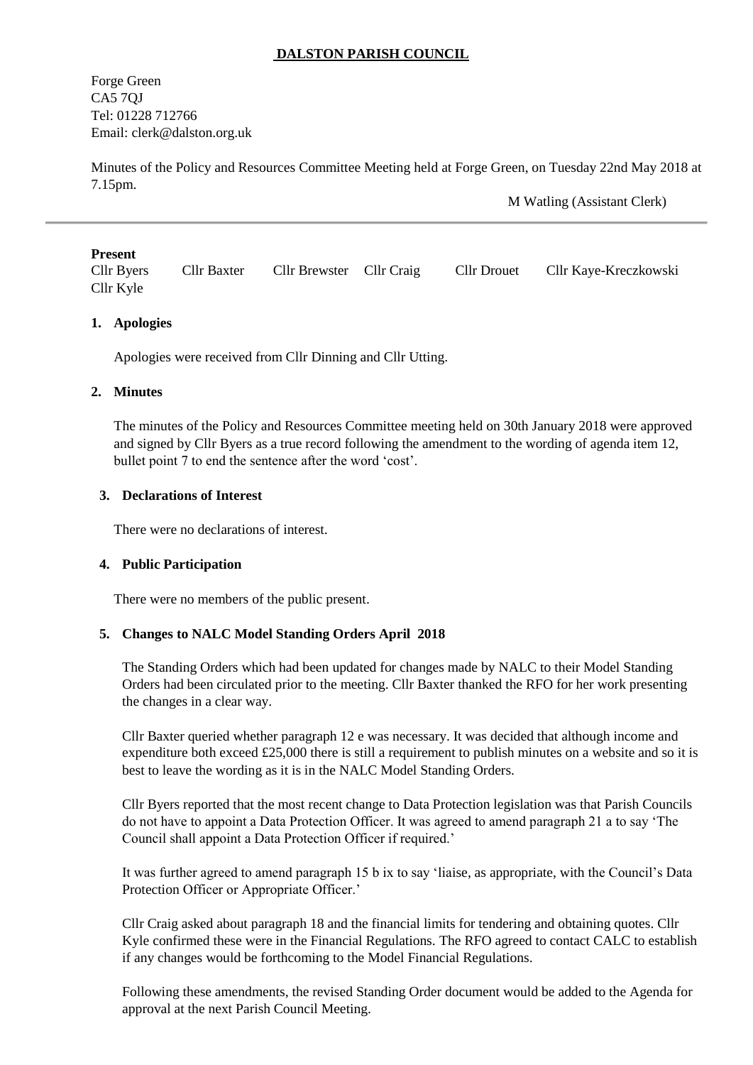# DALSTON PARISH COUNCIL

Forge Green
CA5 7QJ
Tel: 01228 712766
Email: clerk@dalston.org.uk

Minutes of the Policy and Resources Committee Meeting held at Forge Green, on Tuesday 22nd May 2018 at 7.15pm.

M Watling (Assistant Clerk)

---

**Present**

Cllr Byers Cllr Baxter Cllr Brewster Cllr Craig Cllr Drouet Cllr Kaye-Kreczkowski Cllr Kyle

## 1. Apologies

Apologies were received from Cllr Dinning and Cllr Utting.

## 2. Minutes

The minutes of the Policy and Resources Committee meeting held on 30th January 2018 were approved and signed by Cllr Byers as a true record following the amendment to the wording of agenda item 12, bullet point 7 to end the sentence after the word 'cost'.

## 3. Declarations of Interest

There were no declarations of interest.

## 4. Public Participation

There were no members of the public present.

## 5. Changes to NALC Model Standing Orders April 2018

The Standing Orders which had been updated for changes made by NALC to their Model Standing Orders had been circulated prior to the meeting. Cllr Baxter thanked the RFO for her work presenting the changes in a clear way.

Cllr Baxter queried whether paragraph 12 e was necessary. It was decided that although income and expenditure both exceed £25,000 there is still a requirement to publish minutes on a website and so it is best to leave the wording as it is in the NALC Model Standing Orders.

Cllr Byers reported that the most recent change to Data Protection legislation was that Parish Councils do not have to appoint a Data Protection Officer. It was agreed to amend paragraph 21 a to say 'The Council shall appoint a Data Protection Officer if required.'

It was further agreed to amend paragraph 15 b ix to say 'liaise, as appropriate, with the Council's Data Protection Officer or Appropriate Officer.'

Cllr Craig asked about paragraph 18 and the financial limits for tendering and obtaining quotes. Cllr Kyle confirmed these were in the Financial Regulations. The RFO agreed to contact CALC to establish if any changes would be forthcoming to the Model Financial Regulations.

Following these amendments, the revised Standing Order document would be added to the Agenda for approval at the next Parish Council Meeting.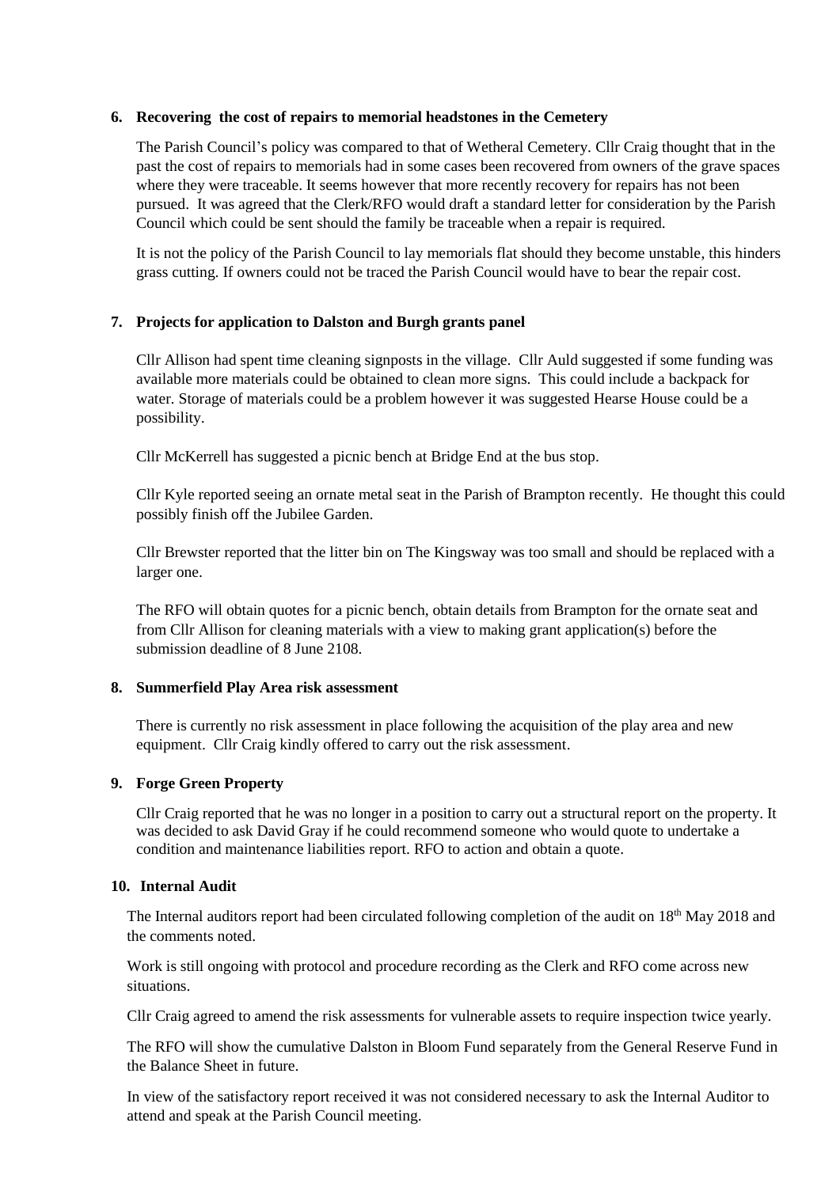**6. Recovering the cost of repairs to memorial headstones in the Cemetery**

The Parish Council's policy was compared to that of Wetheral Cemetery. Cllr Craig thought that in the past the cost of repairs to memorials had in some cases been recovered from owners of the grave spaces where they were traceable. It seems however that more recently recovery for repairs has not been pursued. It was agreed that the Clerk/RFO would draft a standard letter for consideration by the Parish Council which could be sent should the family be traceable when a repair is required.

It is not the policy of the Parish Council to lay memorials flat should they become unstable, this hinders grass cutting. If owners could not be traced the Parish Council would have to bear the repair cost.

**7. Projects for application to Dalston and Burgh grants panel**

Cllr Allison had spent time cleaning signposts in the village. Cllr Auld suggested if some funding was available more materials could be obtained to clean more signs. This could include a backpack for water. Storage of materials could be a problem however it was suggested Hearse House could be a possibility.

Cllr McKerrell has suggested a picnic bench at Bridge End at the bus stop.

Cllr Kyle reported seeing an ornate metal seat in the Parish of Brampton recently. He thought this could possibly finish off the Jubilee Garden.

Cllr Brewster reported that the litter bin on The Kingsway was too small and should be replaced with a larger one.

The RFO will obtain quotes for a picnic bench, obtain details from Brampton for the ornate seat and from Cllr Allison for cleaning materials with a view to making grant application(s) before the submission deadline of 8 June 2108.

**8. Summerfield Play Area risk assessment**

There is currently no risk assessment in place following the acquisition of the play area and new equipment. Cllr Craig kindly offered to carry out the risk assessment.

**9. Forge Green Property**

Cllr Craig reported that he was no longer in a position to carry out a structural report on the property. It was decided to ask David Gray if he could recommend someone who would quote to undertake a condition and maintenance liabilities report. RFO to action and obtain a quote.

**10. Internal Audit**

The Internal auditors report had been circulated following completion of the audit on 18th May 2018 and the comments noted.

Work is still ongoing with protocol and procedure recording as the Clerk and RFO come across new situations.

Cllr Craig agreed to amend the risk assessments for vulnerable assets to require inspection twice yearly.

The RFO will show the cumulative Dalston in Bloom Fund separately from the General Reserve Fund in the Balance Sheet in future.

In view of the satisfactory report received it was not considered necessary to ask the Internal Auditor to attend and speak at the Parish Council meeting.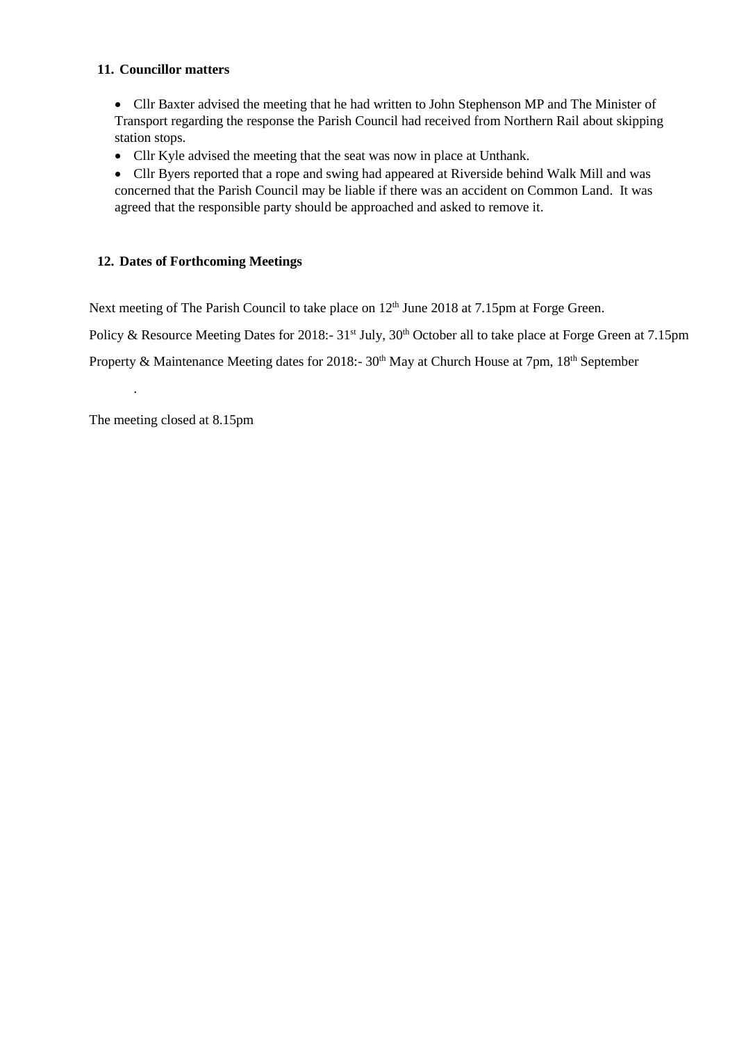## 11. Councillor matters

- Cllr Baxter advised the meeting that he had written to John Stephenson MP and The Minister of Transport regarding the response the Parish Council had received from Northern Rail about skipping station stops.
- Cllr Kyle advised the meeting that the seat was now in place at Unthank.
- Cllr Byers reported that a rope and swing had appeared at Riverside behind Walk Mill and was concerned that the Parish Council may be liable if there was an accident on Common Land. It was agreed that the responsible party should be approached and asked to remove it.

## 12. Dates of Forthcoming Meetings

Next meeting of The Parish Council to take place on 12th June 2018 at 7.15pm at Forge Green.

Policy & Resource Meeting Dates for 2018:- 31st July, 30th October all to take place at Forge Green at 7.15pm

Property & Maintenance Meeting dates for 2018:- 30th May at Church House at 7pm, 18th September

.

The meeting closed at 8.15pm